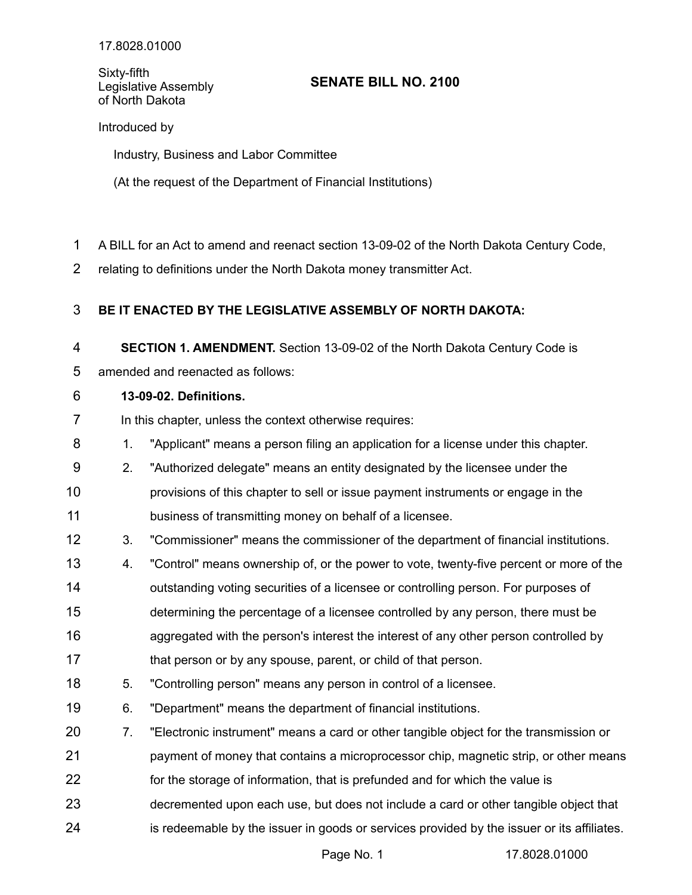17.8028.01000

Sixty-fifth Legislative Assembly of North Dakota

# SENATE BILL NO. 2100

Introduced by

Industry, Business and Labor Committee

(At the request of the Department of Financial Institutions)

A BILL for an Act to amend and reenact section 13-09-02 of the North Dakota Century Code, relating to definitions under the North Dakota money transmitter Act.

**BE IT ENACTED BY THE LEGISLATIVE ASSEMBLY OF NORTH DAKOTA:**

**SECTION 1. AMENDMENT.** Section 13-09-02 of the North Dakota Century Code is amended and reenacted as follows:

**13-09-02. Definitions.**

In this chapter, unless the context otherwise requires:

1. "Applicant" means a person filing an application for a license under this chapter.
2. "Authorized delegate" means an entity designated by the licensee under the provisions of this chapter to sell or issue payment instruments or engage in the business of transmitting money on behalf of a licensee.
3. "Commissioner" means the commissioner of the department of financial institutions.
4. "Control" means ownership of, or the power to vote, twenty-five percent or more of the outstanding voting securities of a licensee or controlling person. For purposes of determining the percentage of a licensee controlled by any person, there must be aggregated with the person's interest the interest of any other person controlled by that person or by any spouse, parent, or child of that person.
5. "Controlling person" means any person in control of a licensee.
6. "Department" means the department of financial institutions.
7. "Electronic instrument" means a card or other tangible object for the transmission or payment of money that contains a microprocessor chip, magnetic strip, or other means for the storage of information, that is prefunded and for which the value is decremented upon each use, but does not include a card or other tangible object that is redeemable by the issuer in goods or services provided by the issuer or its affiliates.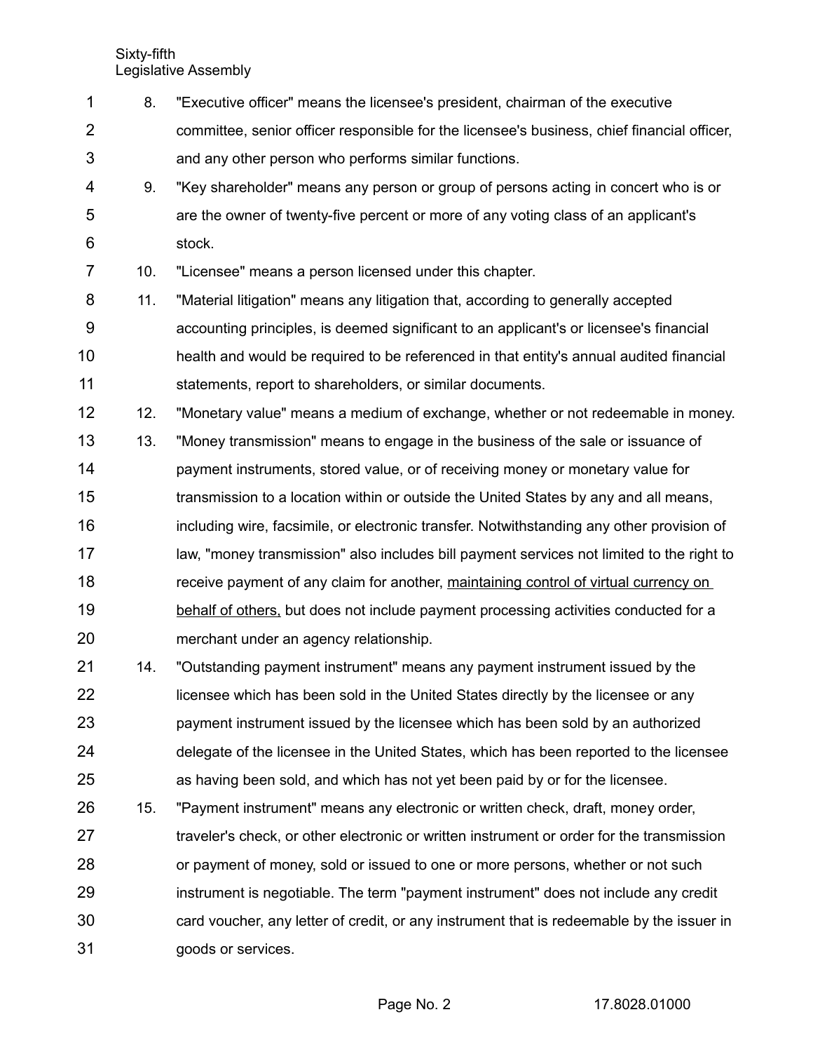8. "Executive officer" means the licensee's president, chairman of the executive committee, senior officer responsible for the licensee's business, chief financial officer, and any other person who performs similar functions.

9. "Key shareholder" means any person or group of persons acting in concert who is or are the owner of twenty-five percent or more of any voting class of an applicant's stock.

10. "Licensee" means a person licensed under this chapter.

11. "Material litigation" means any litigation that, according to generally accepted accounting principles, is deemed significant to an applicant's or licensee's financial health and would be required to be referenced in that entity's annual audited financial statements, report to shareholders, or similar documents.

12. "Monetary value" means a medium of exchange, whether or not redeemable in money.

13. "Money transmission" means to engage in the business of the sale or issuance of payment instruments, stored value, or of receiving money or monetary value for transmission to a location within or outside the United States by any and all means, including wire, facsimile, or electronic transfer. Notwithstanding any other provision of law, "money transmission" also includes bill payment services not limited to the right to receive payment of any claim for another, <u>maintaining control of virtual currency on behalf of others,</u> but does not include payment processing activities conducted for a merchant under an agency relationship.

14. "Outstanding payment instrument" means any payment instrument issued by the licensee which has been sold in the United States directly by the licensee or any payment instrument issued by the licensee which has been sold by an authorized delegate of the licensee in the United States, which has been reported to the licensee as having been sold, and which has not yet been paid by or for the licensee.

15. "Payment instrument" means any electronic or written check, draft, money order, traveler's check, or other electronic or written instrument or order for the transmission or payment of money, sold or issued to one or more persons, whether or not such instrument is negotiable. The term "payment instrument" does not include any credit card voucher, any letter of credit, or any instrument that is redeemable by the issuer in goods or services.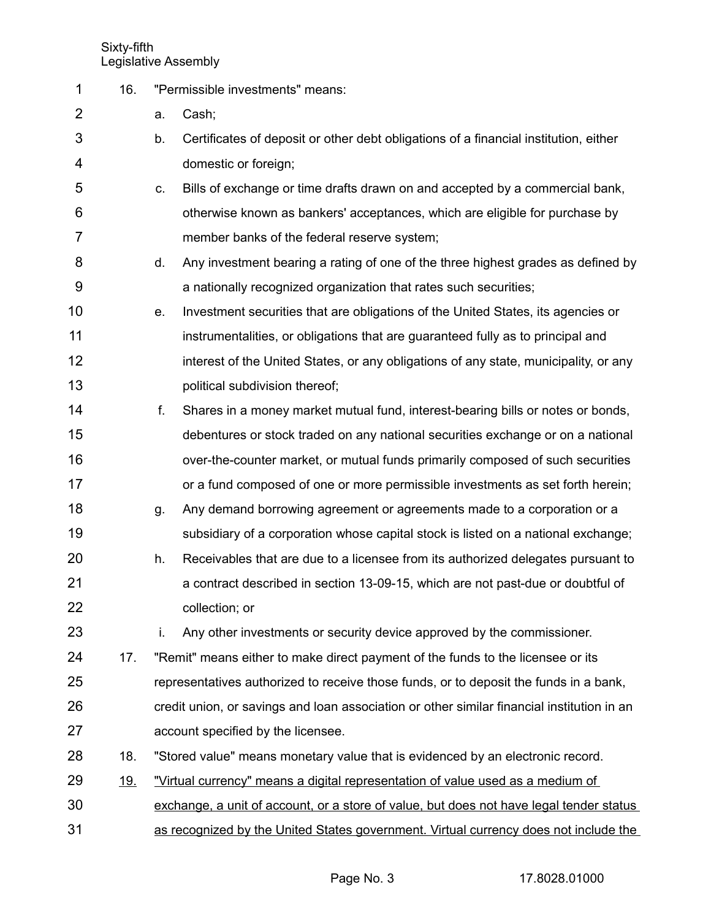16. "Permissible investments" means:

 a. Cash;

 b. Certificates of deposit or other debt obligations of a financial institution, either domestic or foreign;

 c. Bills of exchange or time drafts drawn on and accepted by a commercial bank, otherwise known as bankers' acceptances, which are eligible for purchase by member banks of the federal reserve system;

 d. Any investment bearing a rating of one of the three highest grades as defined by a nationally recognized organization that rates such securities;

 e. Investment securities that are obligations of the United States, its agencies or instrumentalities, or obligations that are guaranteed fully as to principal and interest of the United States, or any obligations of any state, municipality, or any political subdivision thereof;

 f. Shares in a money market mutual fund, interest-bearing bills or notes or bonds, debentures or stock traded on any national securities exchange or on a national over-the-counter market, or mutual funds primarily composed of such securities or a fund composed of one or more permissible investments as set forth herein;

 g. Any demand borrowing agreement or agreements made to a corporation or a subsidiary of a corporation whose capital stock is listed on a national exchange;

 h. Receivables that are due to a licensee from its authorized delegates pursuant to a contract described in section 13-09-15, which are not past-due or doubtful of collection; or

 i. Any other investments or security device approved by the commissioner.

17. "Remit" means either to make direct payment of the funds to the licensee or its representatives authorized to receive those funds, or to deposit the funds in a bank, credit union, or savings and loan association or other similar financial institution in an account specified by the licensee.

18. "Stored value" means monetary value that is evidenced by an electronic record.

<u>19.</u> <u>"Virtual currency" means a digital representation of value used as a medium of exchange, a unit of account, or a store of value, but does not have legal tender status as recognized by the United States government. Virtual currency does not include the</u>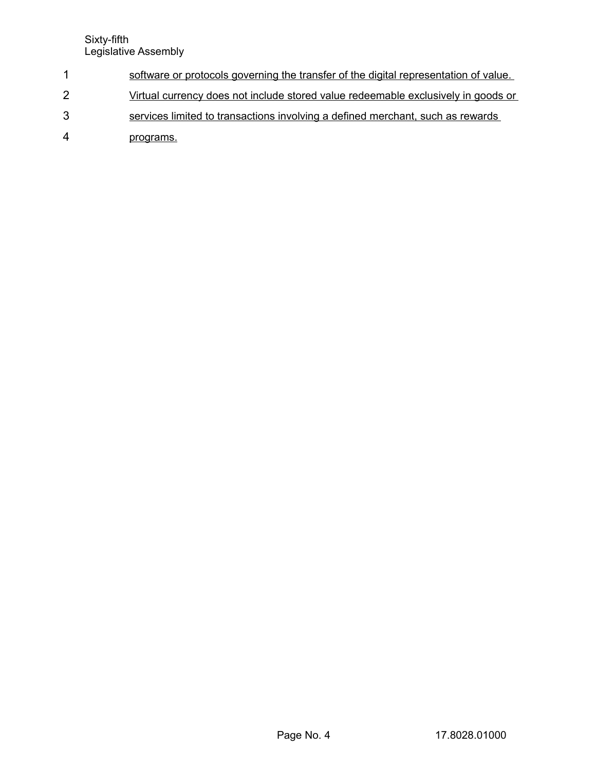software or protocols governing the transfer of the digital representation of value. Virtual currency does not include stored value redeemable exclusively in goods or services limited to transactions involving a defined merchant, such as rewards programs.